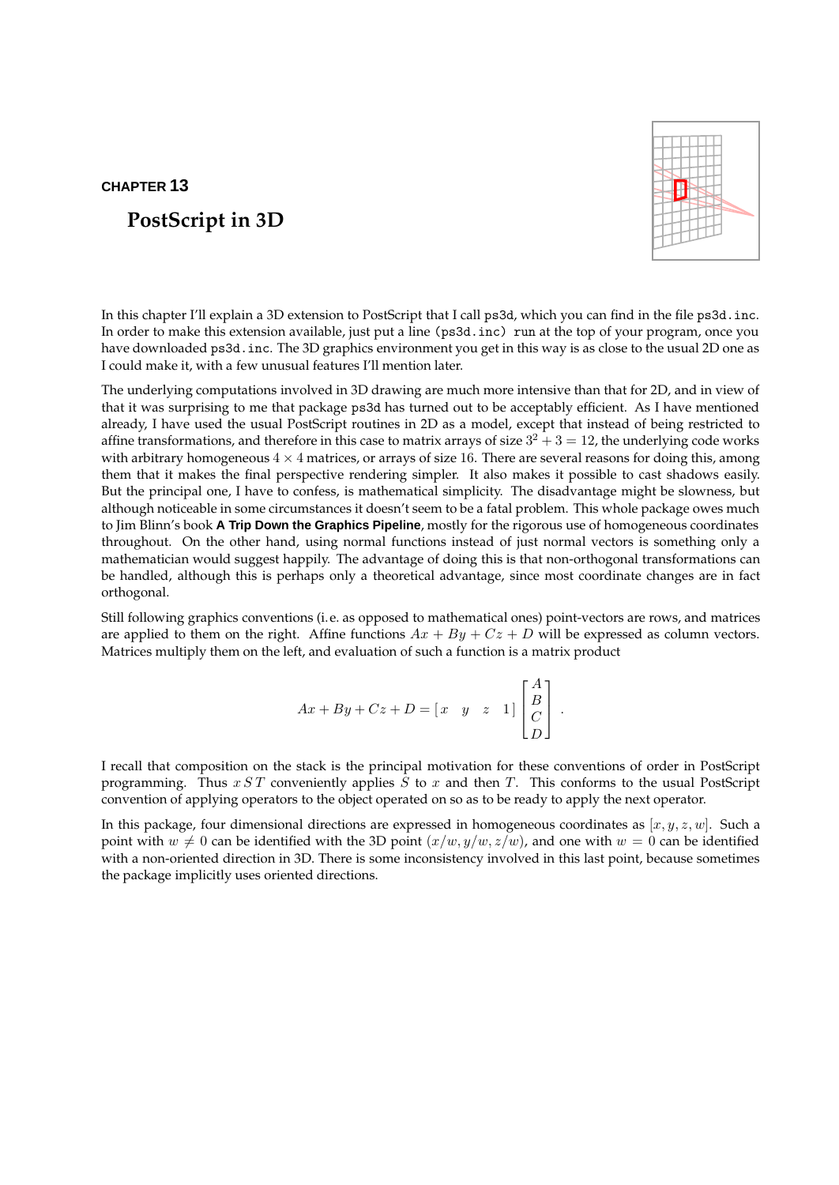CHAPTER 13

# PostScript in 3D

In this chapter I'll explain a 3D extension to PostScript that I call `ps3d`, which you can find in the file `ps3d.inc`. In order to make this extension available, just put a line `(ps3d.inc) run` at the top of your program, once you have downloaded `ps3d.inc`. The 3D graphics environment you get in this way is as close to the usual 2D one as I could make it, with a few unusual features I'll mention later.

The underlying computations involved in 3D drawing are much more intensive than that for 2D, and in view of that it was surprising to me that package `ps3d` has turned out to be acceptably efficient. As I have mentioned already, I have used the usual PostScript routines in 2D as a model, except that instead of being restricted to affine transformations, and therefore in this case to matrix arrays of size $3^2 + 3 = 12$, the underlying code works with arbitrary homogeneous $4 \times 4$ matrices, or arrays of size 16. There are several reasons for doing this, among them that it makes the final perspective rendering simpler. It also makes it possible to cast shadows easily. But the principal one, I have to confess, is mathematical simplicity. The disadvantage might be slowness, but although noticeable in some circumstances it doesn't seem to be a fatal problem. This whole package owes much to Jim Blinn's book **A Trip Down the Graphics Pipeline**, mostly for the rigorous use of homogeneous coordinates throughout. On the other hand, using normal functions instead of just normal vectors is something only a mathematician would suggest happily. The advantage of doing this is that non-orthogonal transformations can be handled, although this is perhaps only a theoretical advantage, since most coordinate changes are in fact orthogonal.

Still following graphics conventions (i.e. as opposed to mathematical ones) point-vectors are rows, and matrices are applied to them on the right. Affine functions $Ax + By + Cz + D$ will be expressed as column vectors. Matrices multiply them on the left, and evaluation of such a function is a matrix product

$$Ax + By + Cz + D = \begin{bmatrix} x & y & z & 1 \end{bmatrix} \begin{bmatrix} A \\ B \\ C \\ D \end{bmatrix} .$$

I recall that composition on the stack is the principal motivation for these conventions of order in PostScript programming. Thus $x\,S\,T$ conveniently applies $S$ to $x$ and then $T$. This conforms to the usual PostScript convention of applying operators to the object operated on so as to be ready to apply the next operator.

In this package, four dimensional directions are expressed in homogeneous coordinates as $[x, y, z, w]$. Such a point with $w \neq 0$ can be identified with the 3D point $(x/w, y/w, z/w)$, and one with $w = 0$ can be identified with a non-oriented direction in 3D. There is some inconsistency involved in this last point, because sometimes the package implicitly uses oriented directions.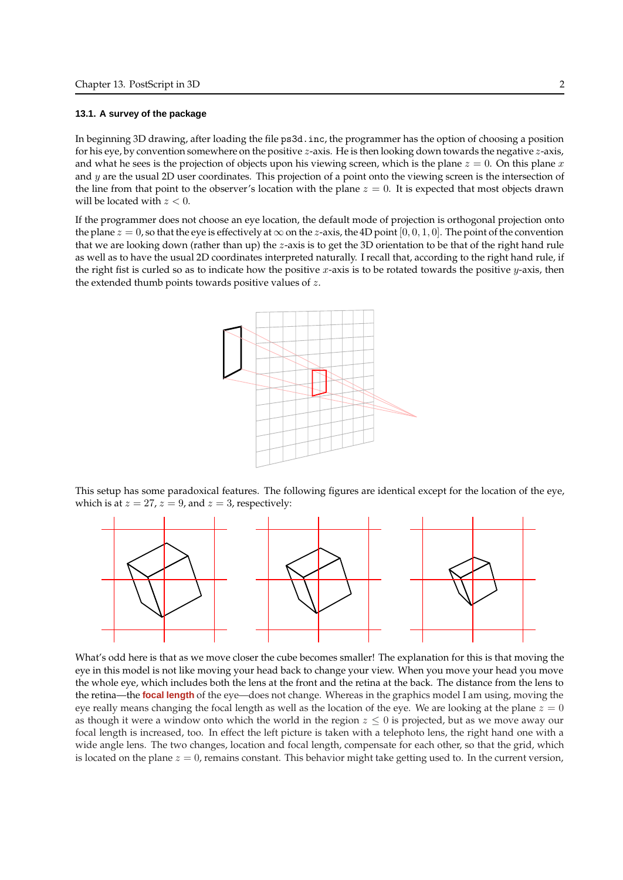### 13.1. A survey of the package

In beginning 3D drawing, after loading the file `ps3d.inc`, the programmer has the option of choosing a position for his eye, by convention somewhere on the positive $z$-axis. He is then looking down towards the negative $z$-axis, and what he sees is the projection of objects upon his viewing screen, which is the plane $z = 0$. On this plane $x$ and $y$ are the usual 2D user coordinates. This projection of a point onto the viewing screen is the intersection of the line from that point to the observer's location with the plane $z = 0$. It is expected that most objects drawn will be located with $z < 0$.

If the programmer does not choose an eye location, the default mode of projection is orthogonal projection onto the plane $z = 0$, so that the eye is effectively at $\infty$ on the $z$-axis, the 4D point $[0, 0, 1, 0]$. The point of the convention that we are looking down (rather than up) the $z$-axis is to get the 3D orientation to be that of the right hand rule as well as to have the usual 2D coordinates interpreted naturally. I recall that, according to the right hand rule, if the right fist is curled so as to indicate how the positive $x$-axis is to be rotated towards the positive $y$-axis, then the extended thumb points towards positive values of $z$.

This setup has some paradoxical features. The following figures are identical except for the location of the eye, which is at $z = 27$, $z = 9$, and $z = 3$, respectively:

What's odd here is that as we move closer the cube becomes smaller! The explanation for this is that moving the eye in this model is not like moving your head back to change your view. When you move your head you move the whole eye, which includes both the lens at the front and the retina at the back. The distance from the lens to the retina—the **focal length** of the eye—does not change. Whereas in the graphics model I am using, moving the eye really means changing the focal length as well as the location of the eye. We are looking at the plane $z = 0$ as though it were a window onto which the world in the region $z \leq 0$ is projected, but as we move away our focal length is increased, too. In effect the left picture is taken with a telephoto lens, the right hand one with a wide angle lens. The two changes, location and focal length, compensate for each other, so that the grid, which is located on the plane $z = 0$, remains constant. This behavior might take getting used to. In the current version,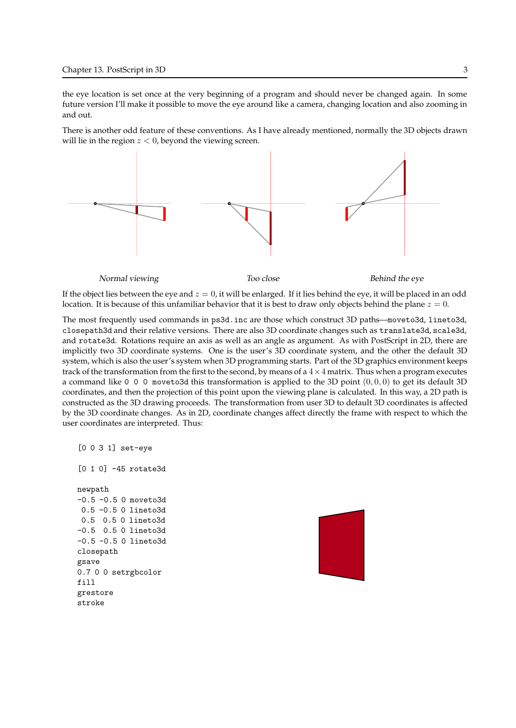the eye location is set once at the very beginning of a program and should never be changed again. In some future version I'll make it possible to move the eye around like a camera, changing location and also zooming in and out.

There is another odd feature of these conventions. As I have already mentioned, normally the 3D objects drawn will lie in the region $z < 0$, beyond the viewing screen.

*Normal viewing* *Too close* *Behind the eye*

If the object lies between the eye and $z = 0$, it will be enlarged. If it lies behind the eye, it will be placed in an odd location. It is because of this unfamiliar behavior that it is best to draw only objects behind the plane $z = 0$.

The most frequently used commands in `ps3d.inc` are those which construct 3D paths—`moveto3d`, `lineto3d`, `closepath3d` and their relative versions. There are also 3D coordinate changes such as `translate3d`, `scale3d`, and `rotate3d`. Rotations require an axis as well as an angle as argument. As with PostScript in 2D, there are implicitly two 3D coordinate systems. One is the user's 3D coordinate system, and the other the default 3D system, which is also the user's system when 3D programming starts. Part of the 3D graphics environment keeps track of the transformation from the first to the second, by means of a $4 \times 4$ matrix. Thus when a program executes a command like `0 0 0 moveto3d` this transformation is applied to the 3D point $(0, 0, 0)$ to get its default 3D coordinates, and then the projection of this point upon the viewing plane is calculated. In this way, a 2D path is constructed as the 3D drawing proceeds. The transformation from user 3D to default 3D coordinates is affected by the 3D coordinate changes. As in 2D, coordinate changes affect directly the frame with respect to which the user coordinates are interpreted. Thus:

```
[0 0 3 1] set-eye

[0 1 0] -45 rotate3d

newpath
-0.5 -0.5 0 moveto3d
 0.5 -0.5 0 lineto3d
 0.5  0.5 0 lineto3d
-0.5  0.5 0 lineto3d
-0.5 -0.5 0 lineto3d
closepath
gsave
0.7 0 0 setrgbcolor
fill
grestore
stroke
```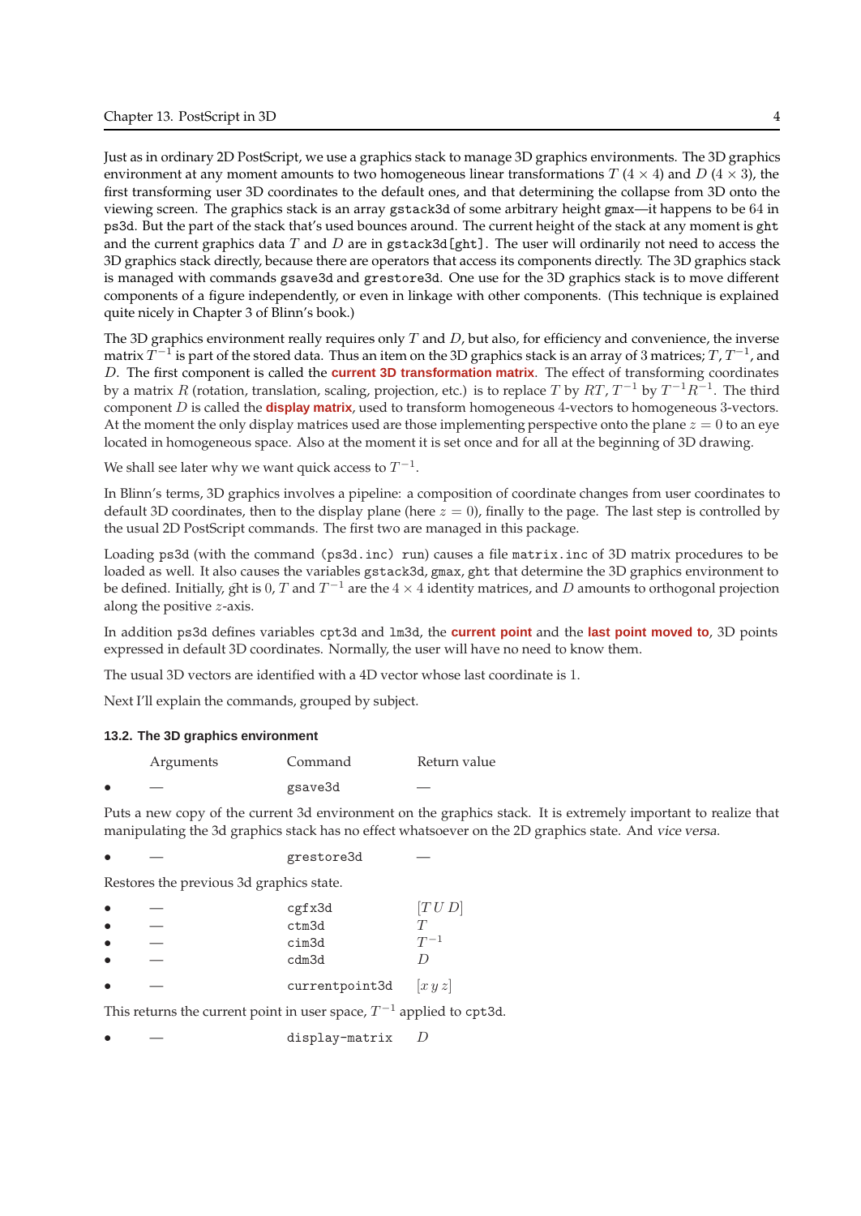Just as in ordinary 2D PostScript, we use a graphics stack to manage 3D graphics environments. The 3D graphics environment at any moment amounts to two homogeneous linear transformations $T$ ($4 \times 4$) and $D$ ($4 \times 3$), the first transforming user 3D coordinates to the default ones, and that determining the collapse from 3D onto the viewing screen. The graphics stack is an array `gstack3d` of some arbitrary height `gmax`—it happens to be 64 in `ps3d`. But the part of the stack that's used bounces around. The current height of the stack at any moment is `ght` and the current graphics data $T$ and $D$ are in `gstack3d[ght]`. The user will ordinarily not need to access the 3D graphics stack directly, because there are operators that access its components directly. The 3D graphics stack is managed with commands `gsave3d` and `grestore3d`. One use for the 3D graphics stack is to move different components of a figure independently, or even in linkage with other components. (This technique is explained quite nicely in Chapter 3 of Blinn's book.)

The 3D graphics environment really requires only $T$ and $D$, but also, for efficiency and convenience, the inverse matrix $T^{-1}$ is part of the stored data. Thus an item on the 3D graphics stack is an array of 3 matrices; $T$, $T^{-1}$, and $D$. The first component is called the **current 3D transformation matrix**. The effect of transforming coordinates by a matrix $R$ (rotation, translation, scaling, projection, etc.) is to replace $T$ by $RT$, $T^{-1}$ by $T^{-1}R^{-1}$. The third component $D$ is called the **display matrix**, used to transform homogeneous 4-vectors to homogeneous 3-vectors. At the moment the only display matrices used are those implementing perspective onto the plane $z = 0$ to an eye located in homogeneous space. Also at the moment it is set once and for all at the beginning of 3D drawing.

We shall see later why we want quick access to $T^{-1}$.

In Blinn's terms, 3D graphics involves a pipeline: a composition of coordinate changes from user coordinates to default 3D coordinates, then to the display plane (here $z = 0$), finally to the page. The last step is controlled by the usual 2D PostScript commands. The first two are managed in this package.

Loading `ps3d` (with the command `(ps3d.inc) run`) causes a file `matrix.inc` of 3D matrix procedures to be loaded as well. It also causes the variables `gstack3d`, `gmax`, `ght` that determine the 3D graphics environment to be defined. Initially, ght is 0, $T$ and $T^{-1}$ are the $4 \times 4$ identity matrices, and $D$ amounts to orthogonal projection along the positive $z$-axis.

In addition `ps3d` defines variables `cpt3d` and `lm3d`, the **current point** and the **last point moved to**, 3D points expressed in default 3D coordinates. Normally, the user will have no need to know them.

The usual 3D vectors are identified with a 4D vector whose last coordinate is 1.

Next I'll explain the commands, grouped by subject.

### 13.2. The 3D graphics environment

| Arguments | Command | Return value |
|---|---|---|
| • — | `gsave3d` | — |

Puts a new copy of the current 3d environment on the graphics stack. It is extremely important to realize that manipulating the 3d graphics stack has no effect whatsoever on the 2D graphics state. And *vice versa*.

| Arguments | Command | Return value |
|---|---|---|
| • — | `grestore3d` | — |

Restores the previous 3d graphics state.

| Arguments | Command | Return value |
|---|---|---|
| • — | `cgfx3d` | $[T\ U\ D]$ |
| • — | `ctm3d` | $T$ |
| • — | `cim3d` | $T^{-1}$ |
| • — | `cdm3d` | $D$ |
| • — | `currentpoint3d` | $[x\ y\ z]$ |

This returns the current point in user space, $T^{-1}$ applied to `cpt3d`.

| Arguments | Command | Return value |
|---|---|---|
| • — | `display-matrix` | $D$ |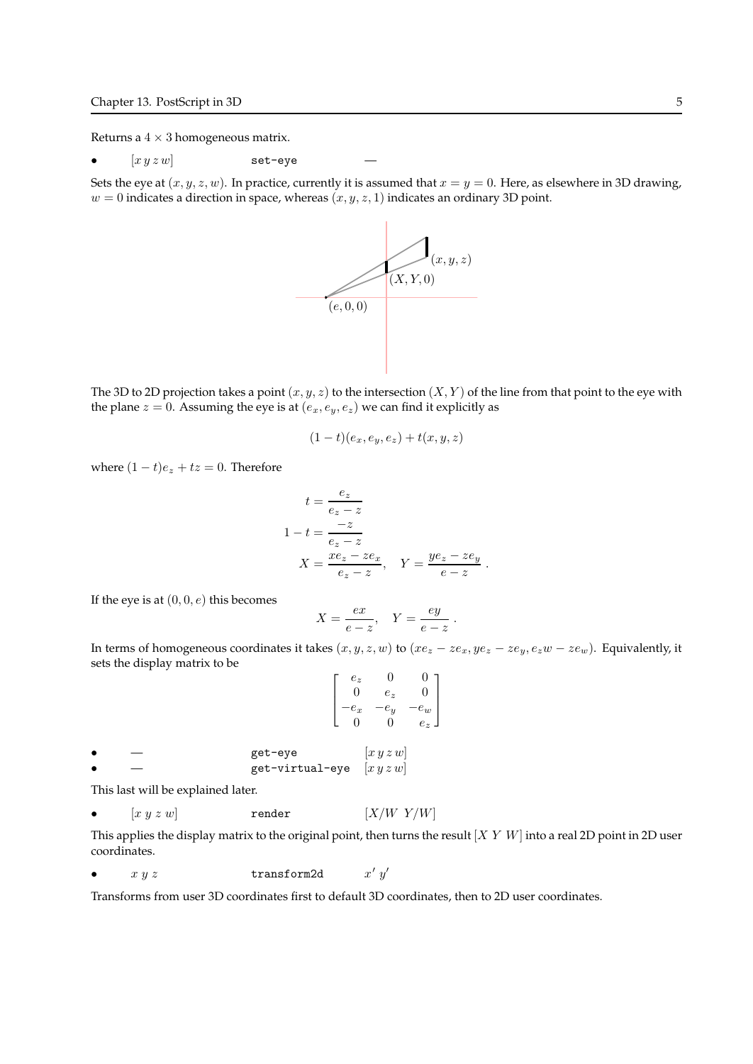Returns a $4 \times 3$ homogeneous matrix.

- $[x\,y\,z\,w]$ `set-eye` —

Sets the eye at $(x, y, z, w)$. In practice, currently it is assumed that $x = y = 0$. Here, as elsewhere in 3D drawing, $w = 0$ indicates a direction in space, whereas $(x, y, z, 1)$ indicates an ordinary 3D point.

The 3D to 2D projection takes a point $(x, y, z)$ to the intersection $(X, Y)$ of the line from that point to the eye with the plane $z = 0$. Assuming the eye is at $(e_x, e_y, e_z)$ we can find it explicitly as

$$(1-t)(e_x, e_y, e_z) + t(x, y, z)$$

where $(1-t)e_z + tz = 0$. Therefore

$$
\begin{aligned}
t &= \frac{e_z}{e_z - z} \\
1 - t &= \frac{-z}{e_z - z} \\
X &= \frac{xe_z - ze_x}{e_z - z}, \quad Y = \frac{ye_z - ze_y}{e - z}\,.
\end{aligned}
$$

If the eye is at $(0, 0, e)$ this becomes

$$X = \frac{ex}{e - z}, \quad Y = \frac{ey}{e - z}\,.$$

In terms of homogeneous coordinates it takes $(x, y, z, w)$ to $(xe_z - ze_x, ye_z - ze_y, e_z w - ze_w)$. Equivalently, it sets the display matrix to be

$$\begin{bmatrix} e_z & 0 & 0 \\ 0 & e_z & 0 \\ -e_x & -e_y & -e_w \\ 0 & 0 & e_z \end{bmatrix}$$

- — `get-eye` $[x\,y\,z\,w]$
- — `get-virtual-eye` $[x\,y\,z\,w]$

This last will be explained later.

- $[x\ y\ z\ w]$ `render` $[X/W\ \ Y/W]$

This applies the display matrix to the original point, then turns the result $[X\ Y\ W]$ into a real 2D point in 2D user coordinates.

- $x\ y\ z$ `transform2d` $x'\ y'$

Transforms from user 3D coordinates first to default 3D coordinates, then to 2D user coordinates.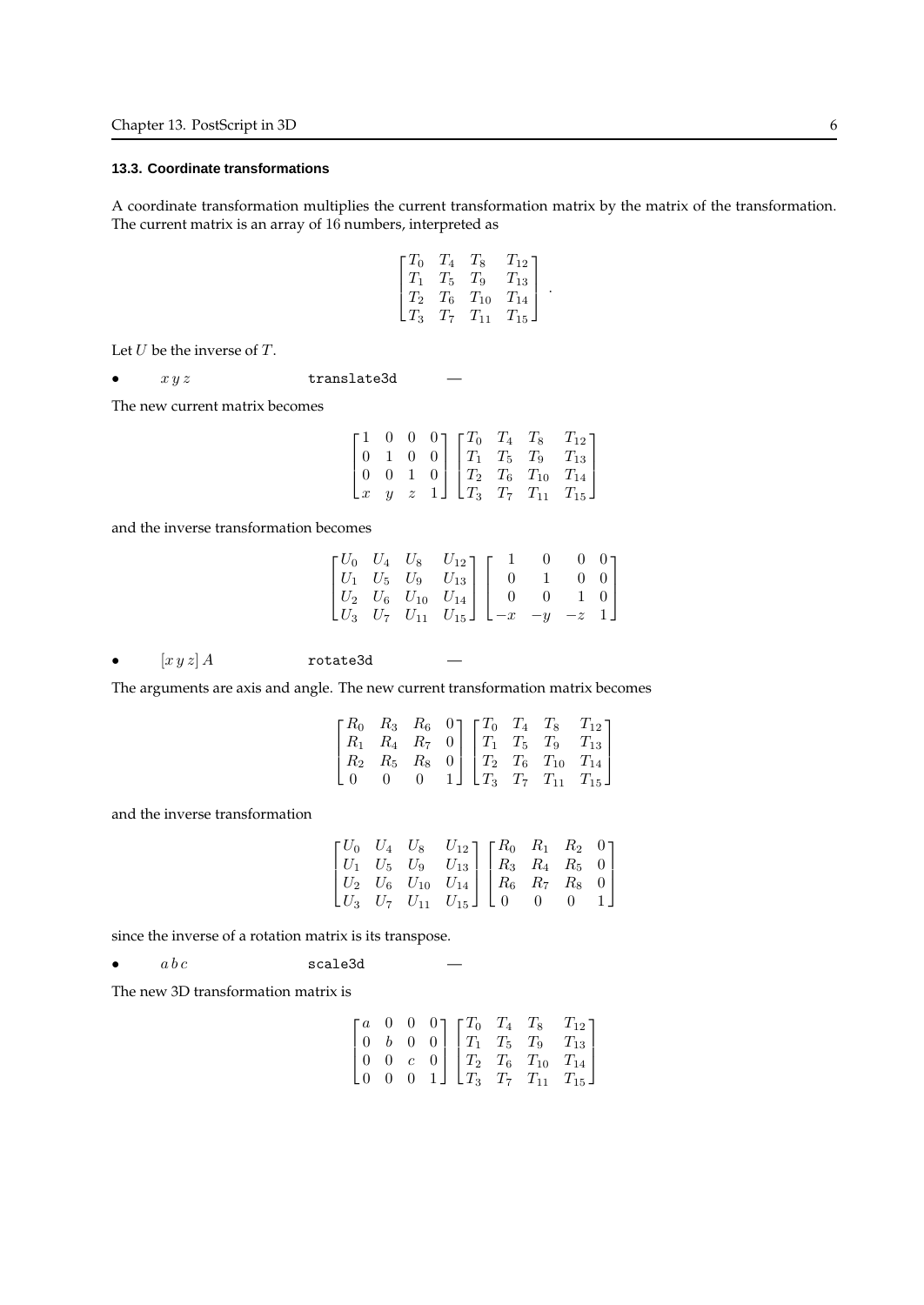### 13.3. Coordinate transformations

A coordinate transformation multiplies the current transformation matrix by the matrix of the transformation. The current matrix is an array of 16 numbers, interpreted as

$$\begin{bmatrix} T_0 & T_4 & T_8 & T_{12} \\ T_1 & T_5 & T_9 & T_{13} \\ T_2 & T_6 & T_{10} & T_{14} \\ T_3 & T_7 & T_{11} & T_{15} \end{bmatrix}.$$

Let $U$ be the inverse of $T$.

- $x\,y\,z$ `translate3d` —

The new current matrix becomes

$$\begin{bmatrix} 1 & 0 & 0 & 0 \\ 0 & 1 & 0 & 0 \\ 0 & 0 & 1 & 0 \\ x & y & z & 1 \end{bmatrix} \begin{bmatrix} T_0 & T_4 & T_8 & T_{12} \\ T_1 & T_5 & T_9 & T_{13} \\ T_2 & T_6 & T_{10} & T_{14} \\ T_3 & T_7 & T_{11} & T_{15} \end{bmatrix}$$

and the inverse transformation becomes

$$\begin{bmatrix} U_0 & U_4 & U_8 & U_{12} \\ U_1 & U_5 & U_9 & U_{13} \\ U_2 & U_6 & U_{10} & U_{14} \\ U_3 & U_7 & U_{11} & U_{15} \end{bmatrix} \begin{bmatrix} 1 & 0 & 0 & 0 \\ 0 & 1 & 0 & 0 \\ 0 & 0 & 1 & 0 \\ -x & -y & -z & 1 \end{bmatrix}$$

- $[x\,y\,z]\,A$ `rotate3d` —

The arguments are axis and angle. The new current transformation matrix becomes

$$\begin{bmatrix} R_0 & R_3 & R_6 & 0 \\ R_1 & R_4 & R_7 & 0 \\ R_2 & R_5 & R_8 & 0 \\ 0 & 0 & 0 & 1 \end{bmatrix} \begin{bmatrix} T_0 & T_4 & T_8 & T_{12} \\ T_1 & T_5 & T_9 & T_{13} \\ T_2 & T_6 & T_{10} & T_{14} \\ T_3 & T_7 & T_{11} & T_{15} \end{bmatrix}$$

and the inverse transformation

$$\begin{bmatrix} U_0 & U_4 & U_8 & U_{12} \\ U_1 & U_5 & U_9 & U_{13} \\ U_2 & U_6 & U_{10} & U_{14} \\ U_3 & U_7 & U_{11} & U_{15} \end{bmatrix} \begin{bmatrix} R_0 & R_1 & R_2 & 0 \\ R_3 & R_4 & R_5 & 0 \\ R_6 & R_7 & R_8 & 0 \\ 0 & 0 & 0 & 1 \end{bmatrix}$$

since the inverse of a rotation matrix is its transpose.

- $a\,b\,c$ `scale3d` —

The new 3D transformation matrix is

$$\begin{bmatrix} a & 0 & 0 & 0 \\ 0 & b & 0 & 0 \\ 0 & 0 & c & 0 \\ 0 & 0 & 0 & 1 \end{bmatrix} \begin{bmatrix} T_0 & T_4 & T_8 & T_{12} \\ T_1 & T_5 & T_9 & T_{13} \\ T_2 & T_6 & T_{10} & T_{14} \\ T_3 & T_7 & T_{11} & T_{15} \end{bmatrix}$$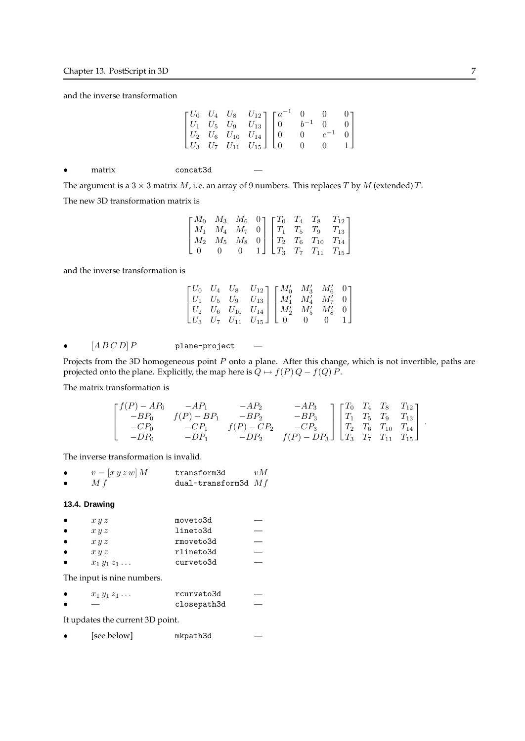and the inverse transformation

$$\begin{bmatrix} U_0 & U_4 & U_8 & U_{12} \\ U_1 & U_5 & U_9 & U_{13} \\ U_2 & U_6 & U_{10} & U_{14} \\ U_3 & U_7 & U_{11} & U_{15} \end{bmatrix} \begin{bmatrix} a^{-1} & 0 & 0 & 0 \\ 0 & b^{-1} & 0 & 0 \\ 0 & 0 & c^{-1} & 0 \\ 0 & 0 & 0 & 1 \end{bmatrix}$$

- matrix `concat3d` —

The argument is a $3 \times 3$ matrix $M$, i.e. an array of 9 numbers. This replaces $T$ by $M$ (extended) $T$.

The new 3D transformation matrix is

$$\begin{bmatrix} M_0 & M_3 & M_6 & 0 \\ M_1 & M_4 & M_7 & 0 \\ M_2 & M_5 & M_8 & 0 \\ 0 & 0 & 0 & 1 \end{bmatrix} \begin{bmatrix} T_0 & T_4 & T_8 & T_{12} \\ T_1 & T_5 & T_9 & T_{13} \\ T_2 & T_6 & T_{10} & T_{14} \\ T_3 & T_7 & T_{11} & T_{15} \end{bmatrix}$$

and the inverse transformation is

$$\begin{bmatrix} U_0 & U_4 & U_8 & U_{12} \\ U_1 & U_5 & U_9 & U_{13} \\ U_2 & U_6 & U_{10} & U_{14} \\ U_3 & U_7 & U_{11} & U_{15} \end{bmatrix} \begin{bmatrix} M'_0 & M'_3 & M'_6 & 0 \\ M'_1 & M'_4 & M'_7 & 0 \\ M'_2 & M'_5 & M'_8 & 0 \\ 0 & 0 & 0 & 1 \end{bmatrix}$$

- $[A\,B\,C\,D]\,P$ `plane-project` —

Projects from the 3D homogeneous point $P$ onto a plane. After this change, which is not invertible, paths are projected onto the plane. Explicitly, the map here is $Q \mapsto f(P)\,Q - f(Q)\,P$.

The matrix transformation is

$$\begin{bmatrix} f(P) - AP_0 & -AP_1 & -AP_2 & -AP_3 \\ -BP_0 & f(P) - BP_1 & -BP_2 & -BP_3 \\ -CP_0 & -CP_1 & f(P) - CP_2 & -CP_3 \\ -DP_0 & -DP_1 & -DP_2 & f(P) - DP_3 \end{bmatrix} \begin{bmatrix} T_0 & T_4 & T_8 & T_{12} \\ T_1 & T_5 & T_9 & T_{13} \\ T_2 & T_6 & T_{10} & T_{14} \\ T_3 & T_7 & T_{11} & T_{15} \end{bmatrix}.$$

The inverse transformation is invalid.

- $v = [x\,y\,z\,w]\,M$ `transform3d` $vM$
- $M\,f$ `dual-transform3d` $Mf$

### 13.4. Drawing

- $x\,y\,z$ `moveto3d` —
- $x\,y\,z$ `lineto3d` —
- $x\,y\,z$ `rmoveto3d` —
- $x\,y\,z$ `rlineto3d` —
- $x_1\,y_1\,z_1\ldots$ `curveto3d` —

The input is nine numbers.

- $x_1\,y_1\,z_1\ldots$ `rcurveto3d` —
- — `closepath3d` —

It updates the current 3D point.

- [see below] `mkpath3d` —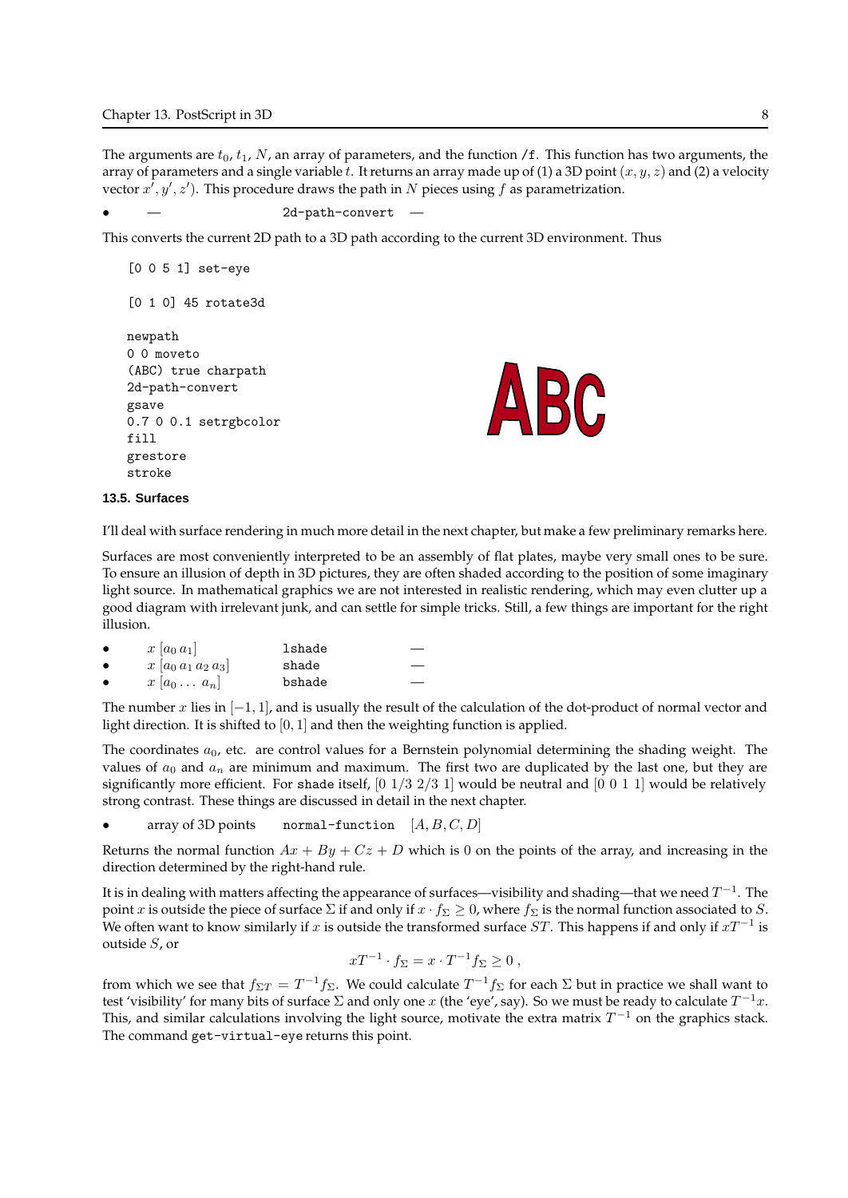The arguments are $t_0$, $t_1$, $N$, an array of parameters, and the function `/f`. This function has two arguments, the array of parameters and a single variable $t$. It returns an array made up of (1) a 3D point $(x, y, z)$ and (2) a velocity vector $x', y', z')$. This procedure draws the path in $N$ pieces using $f$ as parametrization.

- — `2d-path-convert` —

This converts the current 2D path to a 3D path according to the current 3D environment. Thus

```
[0 0 5 1] set-eye

[0 1 0] 45 rotate3d

newpath
0 0 moveto
(ABC) true charpath
2d-path-convert
gsave
0.7 0 0.1 setrgbcolor
fill
grestore
stroke
```

### 13.5. Surfaces

I'll deal with surface rendering in much more detail in the next chapter, but make a few preliminary remarks here.

Surfaces are most conveniently interpreted to be an assembly of flat plates, maybe very small ones to be sure. To ensure an illusion of depth in 3D pictures, they are often shaded according to the position of some imaginary light source. In mathematical graphics we are not interested in realistic rendering, which may even clutter up a good diagram with irrelevant junk, and can settle for simple tricks. Still, a few things are important for the right illusion.

- $x$ $[a_0\, a_1]$ `lshade` —
- $x$ $[a_0\, a_1\, a_2\, a_3]$ `shade` —
- $x$ $[a_0 \ldots\, a_n]$ `bshade` —

The number $x$ lies in $[-1, 1]$, and is usually the result of the calculation of the dot-product of normal vector and light direction. It is shifted to $[0, 1]$ and then the weighting function is applied.

The coordinates $a_0$, etc. are control values for a Bernstein polynomial determining the shading weight. The values of $a_0$ and $a_n$ are minimum and maximum. The first two are duplicated by the last one, but they are significantly more efficient. For `shade` itself, $[0\ 1/3\ 2/3\ 1]$ would be neutral and $[0\ 0\ 1\ 1]$ would be relatively strong contrast. These things are discussed in detail in the next chapter.

- array of 3D points `normal-function` $[A, B, C, D]$

Returns the normal function $Ax + By + Cz + D$ which is 0 on the points of the array, and increasing in the direction determined by the right-hand rule.

It is in dealing with matters affecting the appearance of surfaces—visibility and shading—that we need $T^{-1}$. The point $x$ is outside the piece of surface $\Sigma$ if and only if $x \cdot f_\Sigma \geq 0$, where $f_\Sigma$ is the normal function associated to $S$. We often want to know similarly if $x$ is outside the transformed surface $ST$. This happens if and only if $xT^{-1}$ is outside $S$, or

$$xT^{-1} \cdot f_\Sigma = x \cdot T^{-1} f_\Sigma \geq 0\ ,$$

from which we see that $f_{\Sigma T} = T^{-1} f_\Sigma$. We could calculate $T^{-1} f_\Sigma$ for each $\Sigma$ but in practice we shall want to test 'visibility' for many bits of surface $\Sigma$ and only one $x$ (the 'eye', say). So we must be ready to calculate $T^{-1}x$. This, and similar calculations involving the light source, motivate the extra matrix $T^{-1}$ on the graphics stack. The command `get-virtual-eye` returns this point.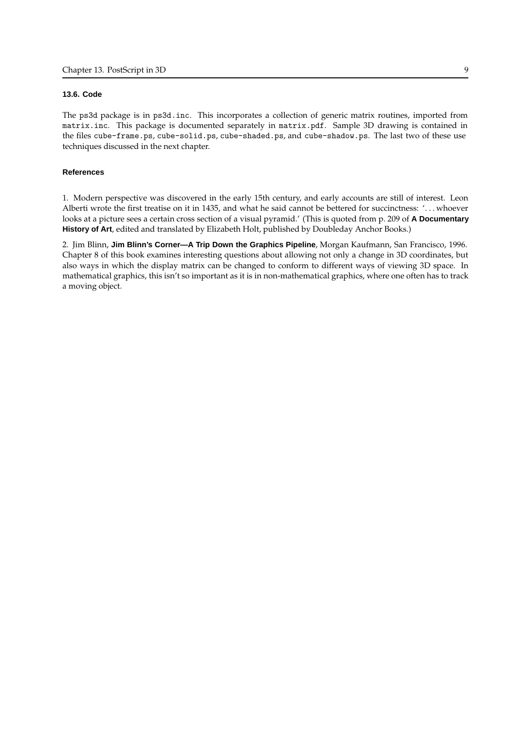### 13.6. Code

The `ps3d` package is in `ps3d.inc`. This incorporates a collection of generic matrix routines, imported from `matrix.inc`. This package is documented separately in `matrix.pdf`. Sample 3D drawing is contained in the files `cube-frame.ps`, `cube-solid.ps`, `cube-shaded.ps`, and `cube-shadow.ps`. The last two of these use techniques discussed in the next chapter.

### References

1. Modern perspective was discovered in the early 15th century, and early accounts are still of interest. Leon Alberti wrote the first treatise on it in 1435, and what he said cannot be bettered for succinctness: '. . . whoever looks at a picture sees a certain cross section of a visual pyramid.' (This is quoted from p. 209 of **A Documentary History of Art**, edited and translated by Elizabeth Holt, published by Doubleday Anchor Books.)

2. Jim Blinn, **Jim Blinn's Corner—A Trip Down the Graphics Pipeline**, Morgan Kaufmann, San Francisco, 1996. Chapter 8 of this book examines interesting questions about allowing not only a change in 3D coordinates, but also ways in which the display matrix can be changed to conform to different ways of viewing 3D space. In mathematical graphics, this isn't so important as it is in non-mathematical graphics, where one often has to track a moving object.